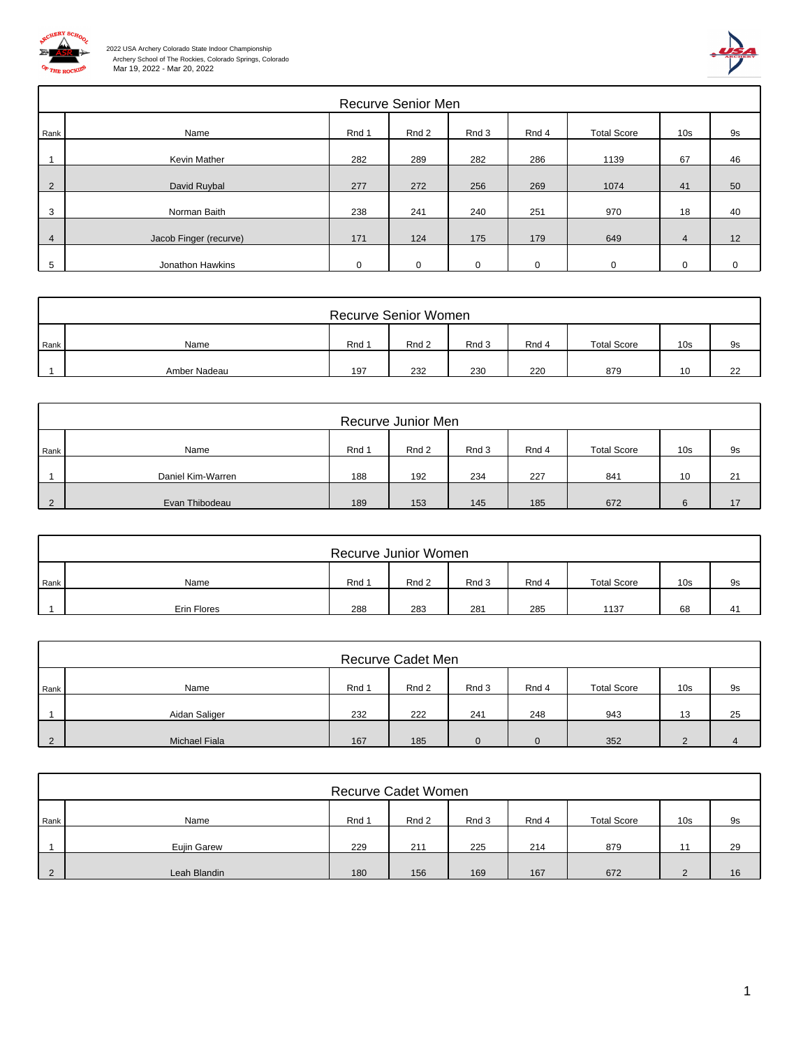2022 USA Archery Colorado State Indoor Championship
Archery School of The Rockies, Colorado Springs, Colorado
Mar 19, 2022 - Mar 20, 2022

## Recurve Senior Men

| Rank | Name | Rnd 1 | Rnd 2 | Rnd 3 | Rnd 4 | Total Score | 10s | 9s |
|---|---|---|---|---|---|---|---|---|
| 1 | Kevin Mather | 282 | 289 | 282 | 286 | 1139 | 67 | 46 |
| 2 | David Ruybal | 277 | 272 | 256 | 269 | 1074 | 41 | 50 |
| 3 | Norman Baith | 238 | 241 | 240 | 251 | 970 | 18 | 40 |
| 4 | Jacob Finger (recurve) | 171 | 124 | 175 | 179 | 649 | 4 | 12 |
| 5 | Jonathon Hawkins | 0 | 0 | 0 | 0 | 0 | 0 | 0 |

## Recurve Senior Women

| Rank | Name | Rnd 1 | Rnd 2 | Rnd 3 | Rnd 4 | Total Score | 10s | 9s |
|---|---|---|---|---|---|---|---|---|
| 1 | Amber Nadeau | 197 | 232 | 230 | 220 | 879 | 10 | 22 |

## Recurve Junior Men

| Rank | Name | Rnd 1 | Rnd 2 | Rnd 3 | Rnd 4 | Total Score | 10s | 9s |
|---|---|---|---|---|---|---|---|---|
| 1 | Daniel Kim-Warren | 188 | 192 | 234 | 227 | 841 | 10 | 21 |
| 2 | Evan Thibodeau | 189 | 153 | 145 | 185 | 672 | 6 | 17 |

## Recurve Junior Women

| Rank | Name | Rnd 1 | Rnd 2 | Rnd 3 | Rnd 4 | Total Score | 10s | 9s |
|---|---|---|---|---|---|---|---|---|
| 1 | Erin Flores | 288 | 283 | 281 | 285 | 1137 | 68 | 41 |

## Recurve Cadet Men

| Rank | Name | Rnd 1 | Rnd 2 | Rnd 3 | Rnd 4 | Total Score | 10s | 9s |
|---|---|---|---|---|---|---|---|---|
| 1 | Aidan Saliger | 232 | 222 | 241 | 248 | 943 | 13 | 25 |
| 2 | Michael Fiala | 167 | 185 | 0 | 0 | 352 | 2 | 4 |

## Recurve Cadet Women

| Rank | Name | Rnd 1 | Rnd 2 | Rnd 3 | Rnd 4 | Total Score | 10s | 9s |
|---|---|---|---|---|---|---|---|---|
| 1 | Eujin Garew | 229 | 211 | 225 | 214 | 879 | 11 | 29 |
| 2 | Leah Blandin | 180 | 156 | 169 | 167 | 672 | 2 | 16 |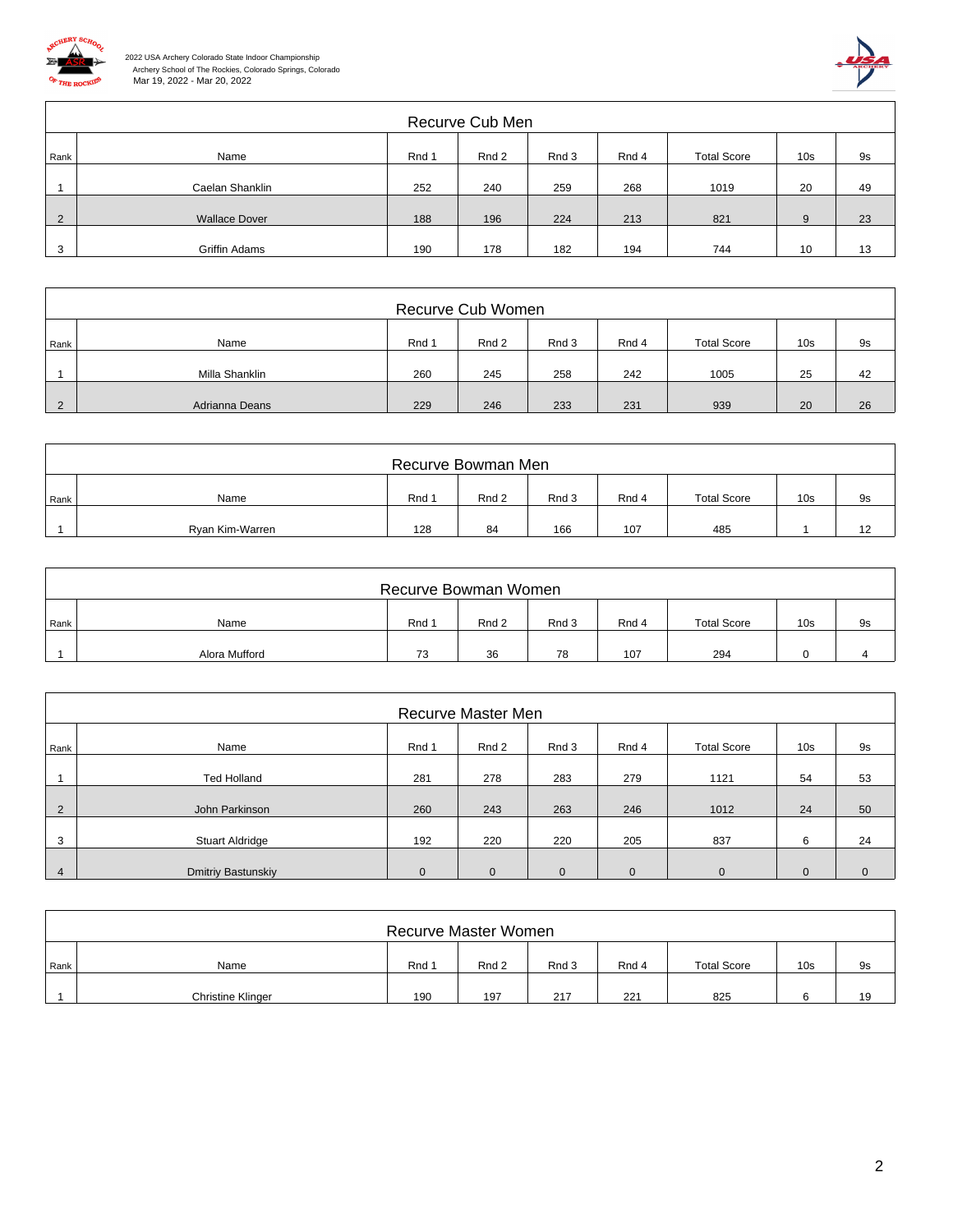## Recurve Cub Men

| Rank | Name | Rnd 1 | Rnd 2 | Rnd 3 | Rnd 4 | Total Score | 10s | 9s |
|---|---|---|---|---|---|---|---|---|
| 1 | Caelan Shanklin | 252 | 240 | 259 | 268 | 1019 | 20 | 49 |
| 2 | Wallace Dover | 188 | 196 | 224 | 213 | 821 | 9 | 23 |
| 3 | Griffin Adams | 190 | 178 | 182 | 194 | 744 | 10 | 13 |

## Recurve Cub Women

| Rank | Name | Rnd 1 | Rnd 2 | Rnd 3 | Rnd 4 | Total Score | 10s | 9s |
|---|---|---|---|---|---|---|---|---|
| 1 | Milla Shanklin | 260 | 245 | 258 | 242 | 1005 | 25 | 42 |
| 2 | Adrianna Deans | 229 | 246 | 233 | 231 | 939 | 20 | 26 |

## Recurve Bowman Men

| Rank | Name | Rnd 1 | Rnd 2 | Rnd 3 | Rnd 4 | Total Score | 10s | 9s |
|---|---|---|---|---|---|---|---|---|
| 1 | Ryan Kim-Warren | 128 | 84 | 166 | 107 | 485 | 1 | 12 |

## Recurve Bowman Women

| Rank | Name | Rnd 1 | Rnd 2 | Rnd 3 | Rnd 4 | Total Score | 10s | 9s |
|---|---|---|---|---|---|---|---|---|
| 1 | Alora Mufford | 73 | 36 | 78 | 107 | 294 | 0 | 4 |

## Recurve Master Men

| Rank | Name | Rnd 1 | Rnd 2 | Rnd 3 | Rnd 4 | Total Score | 10s | 9s |
|---|---|---|---|---|---|---|---|---|
| 1 | Ted Holland | 281 | 278 | 283 | 279 | 1121 | 54 | 53 |
| 2 | John Parkinson | 260 | 243 | 263 | 246 | 1012 | 24 | 50 |
| 3 | Stuart Aldridge | 192 | 220 | 220 | 205 | 837 | 6 | 24 |
| 4 | Dmitriy Bastunskiy | 0 | 0 | 0 | 0 | 0 | 0 | 0 |

## Recurve Master Women

| Rank | Name | Rnd 1 | Rnd 2 | Rnd 3 | Rnd 4 | Total Score | 10s | 9s |
|---|---|---|---|---|---|---|---|---|
| 1 | Christine Klinger | 190 | 197 | 217 | 221 | 825 | 6 | 19 |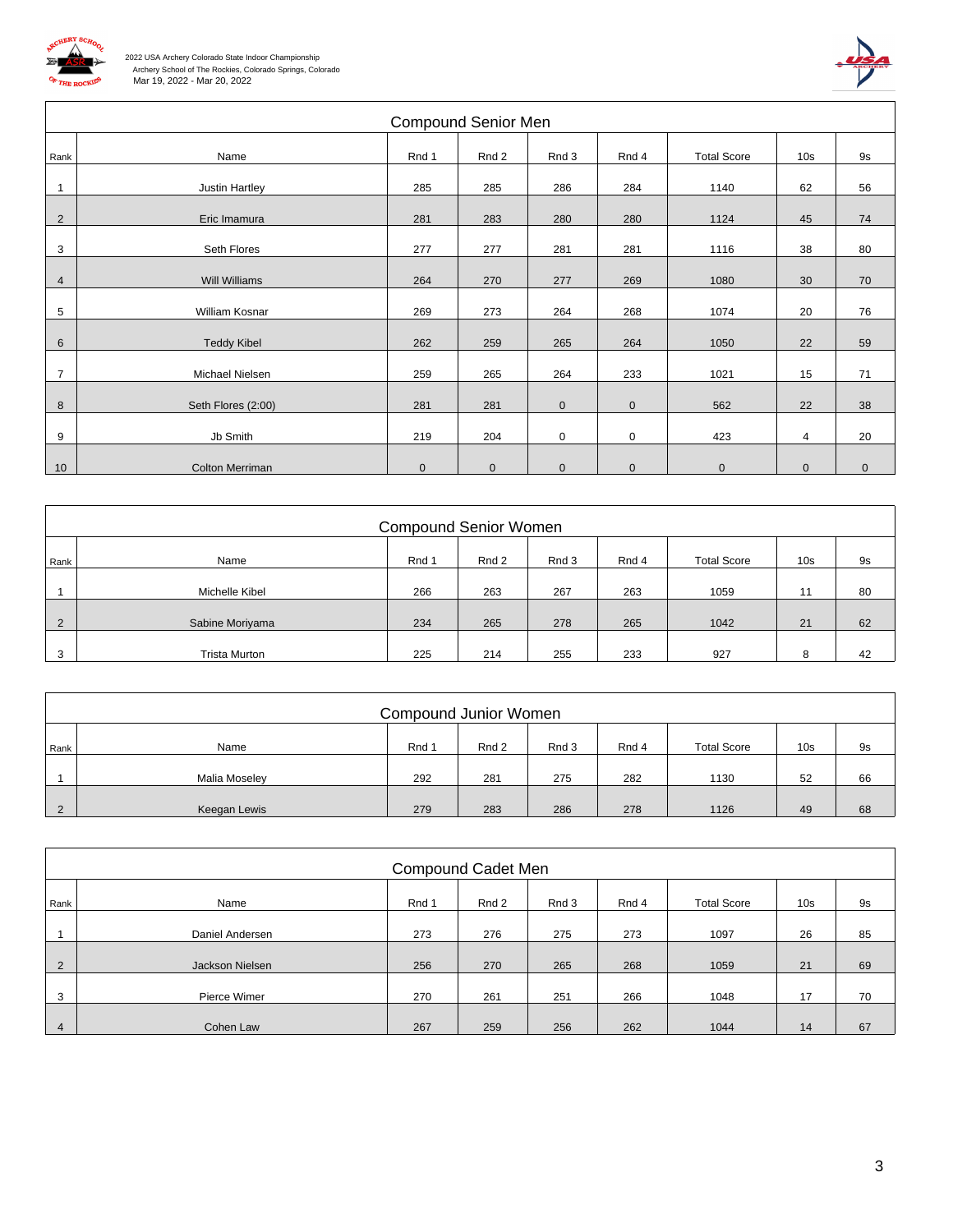2022 USA Archery Colorado State Indoor Championship
Archery School of The Rockies, Colorado Springs, Colorado
Mar 19, 2022 - Mar 20, 2022

## Compound Senior Men

| Rank | Name | Rnd 1 | Rnd 2 | Rnd 3 | Rnd 4 | Total Score | 10s | 9s |
|---|---|---|---|---|---|---|---|---|
| 1 | Justin Hartley | 285 | 285 | 286 | 284 | 1140 | 62 | 56 |
| 2 | Eric Imamura | 281 | 283 | 280 | 280 | 1124 | 45 | 74 |
| 3 | Seth Flores | 277 | 277 | 281 | 281 | 1116 | 38 | 80 |
| 4 | Will Williams | 264 | 270 | 277 | 269 | 1080 | 30 | 70 |
| 5 | William Kosnar | 269 | 273 | 264 | 268 | 1074 | 20 | 76 |
| 6 | Teddy Kibel | 262 | 259 | 265 | 264 | 1050 | 22 | 59 |
| 7 | Michael Nielsen | 259 | 265 | 264 | 233 | 1021 | 15 | 71 |
| 8 | Seth Flores (2:00) | 281 | 281 | 0 | 0 | 562 | 22 | 38 |
| 9 | Jb Smith | 219 | 204 | 0 | 0 | 423 | 4 | 20 |
| 10 | Colton Merriman | 0 | 0 | 0 | 0 | 0 | 0 | 0 |

## Compound Senior Women

| Rank | Name | Rnd 1 | Rnd 2 | Rnd 3 | Rnd 4 | Total Score | 10s | 9s |
|---|---|---|---|---|---|---|---|---|
| 1 | Michelle Kibel | 266 | 263 | 267 | 263 | 1059 | 11 | 80 |
| 2 | Sabine Moriyama | 234 | 265 | 278 | 265 | 1042 | 21 | 62 |
| 3 | Trista Murton | 225 | 214 | 255 | 233 | 927 | 8 | 42 |

## Compound Junior Women

| Rank | Name | Rnd 1 | Rnd 2 | Rnd 3 | Rnd 4 | Total Score | 10s | 9s |
|---|---|---|---|---|---|---|---|---|
| 1 | Malia Moseley | 292 | 281 | 275 | 282 | 1130 | 52 | 66 |
| 2 | Keegan Lewis | 279 | 283 | 286 | 278 | 1126 | 49 | 68 |

## Compound Cadet Men

| Rank | Name | Rnd 1 | Rnd 2 | Rnd 3 | Rnd 4 | Total Score | 10s | 9s |
|---|---|---|---|---|---|---|---|---|
| 1 | Daniel Andersen | 273 | 276 | 275 | 273 | 1097 | 26 | 85 |
| 2 | Jackson Nielsen | 256 | 270 | 265 | 268 | 1059 | 21 | 69 |
| 3 | Pierce Wimer | 270 | 261 | 251 | 266 | 1048 | 17 | 70 |
| 4 | Cohen Law | 267 | 259 | 256 | 262 | 1044 | 14 | 67 |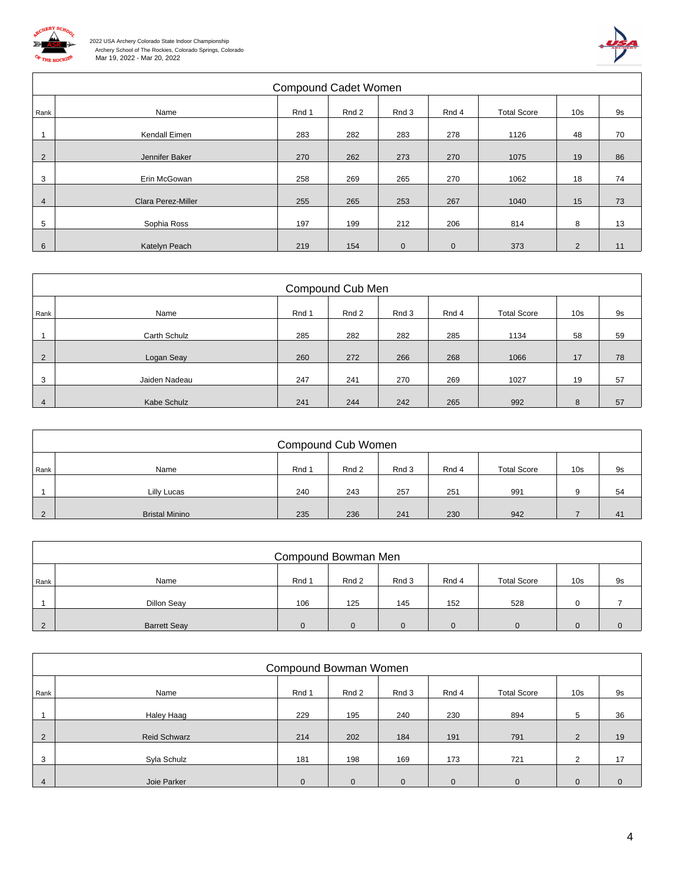2022 USA Archery Colorado State Indoor Championship
Archery School of The Rockies, Colorado Springs, Colorado
Mar 19, 2022 - Mar 20, 2022

## Compound Cadet Women

| Rank | Name | Rnd 1 | Rnd 2 | Rnd 3 | Rnd 4 | Total Score | 10s | 9s |
|---|---|---|---|---|---|---|---|---|
| 1 | Kendall Eimen | 283 | 282 | 283 | 278 | 1126 | 48 | 70 |
| 2 | Jennifer Baker | 270 | 262 | 273 | 270 | 1075 | 19 | 86 |
| 3 | Erin McGowan | 258 | 269 | 265 | 270 | 1062 | 18 | 74 |
| 4 | Clara Perez-Miller | 255 | 265 | 253 | 267 | 1040 | 15 | 73 |
| 5 | Sophia Ross | 197 | 199 | 212 | 206 | 814 | 8 | 13 |
| 6 | Katelyn Peach | 219 | 154 | 0 | 0 | 373 | 2 | 11 |

## Compound Cub Men

| Rank | Name | Rnd 1 | Rnd 2 | Rnd 3 | Rnd 4 | Total Score | 10s | 9s |
|---|---|---|---|---|---|---|---|---|
| 1 | Carth Schulz | 285 | 282 | 282 | 285 | 1134 | 58 | 59 |
| 2 | Logan Seay | 260 | 272 | 266 | 268 | 1066 | 17 | 78 |
| 3 | Jaiden Nadeau | 247 | 241 | 270 | 269 | 1027 | 19 | 57 |
| 4 | Kabe Schulz | 241 | 244 | 242 | 265 | 992 | 8 | 57 |

## Compound Cub Women

| Rank | Name | Rnd 1 | Rnd 2 | Rnd 3 | Rnd 4 | Total Score | 10s | 9s |
|---|---|---|---|---|---|---|---|---|
| 1 | Lilly Lucas | 240 | 243 | 257 | 251 | 991 | 9 | 54 |
| 2 | Bristal Minino | 235 | 236 | 241 | 230 | 942 | 7 | 41 |

## Compound Bowman Men

| Rank | Name | Rnd 1 | Rnd 2 | Rnd 3 | Rnd 4 | Total Score | 10s | 9s |
|---|---|---|---|---|---|---|---|---|
| 1 | Dillon Seay | 106 | 125 | 145 | 152 | 528 | 0 | 7 |
| 2 | Barrett Seay | 0 | 0 | 0 | 0 | 0 | 0 | 0 |

## Compound Bowman Women

| Rank | Name | Rnd 1 | Rnd 2 | Rnd 3 | Rnd 4 | Total Score | 10s | 9s |
|---|---|---|---|---|---|---|---|---|
| 1 | Haley Haag | 229 | 195 | 240 | 230 | 894 | 5 | 36 |
| 2 | Reid Schwarz | 214 | 202 | 184 | 191 | 791 | 2 | 19 |
| 3 | Syla Schulz | 181 | 198 | 169 | 173 | 721 | 2 | 17 |
| 4 | Joie Parker | 0 | 0 | 0 | 0 | 0 | 0 | 0 |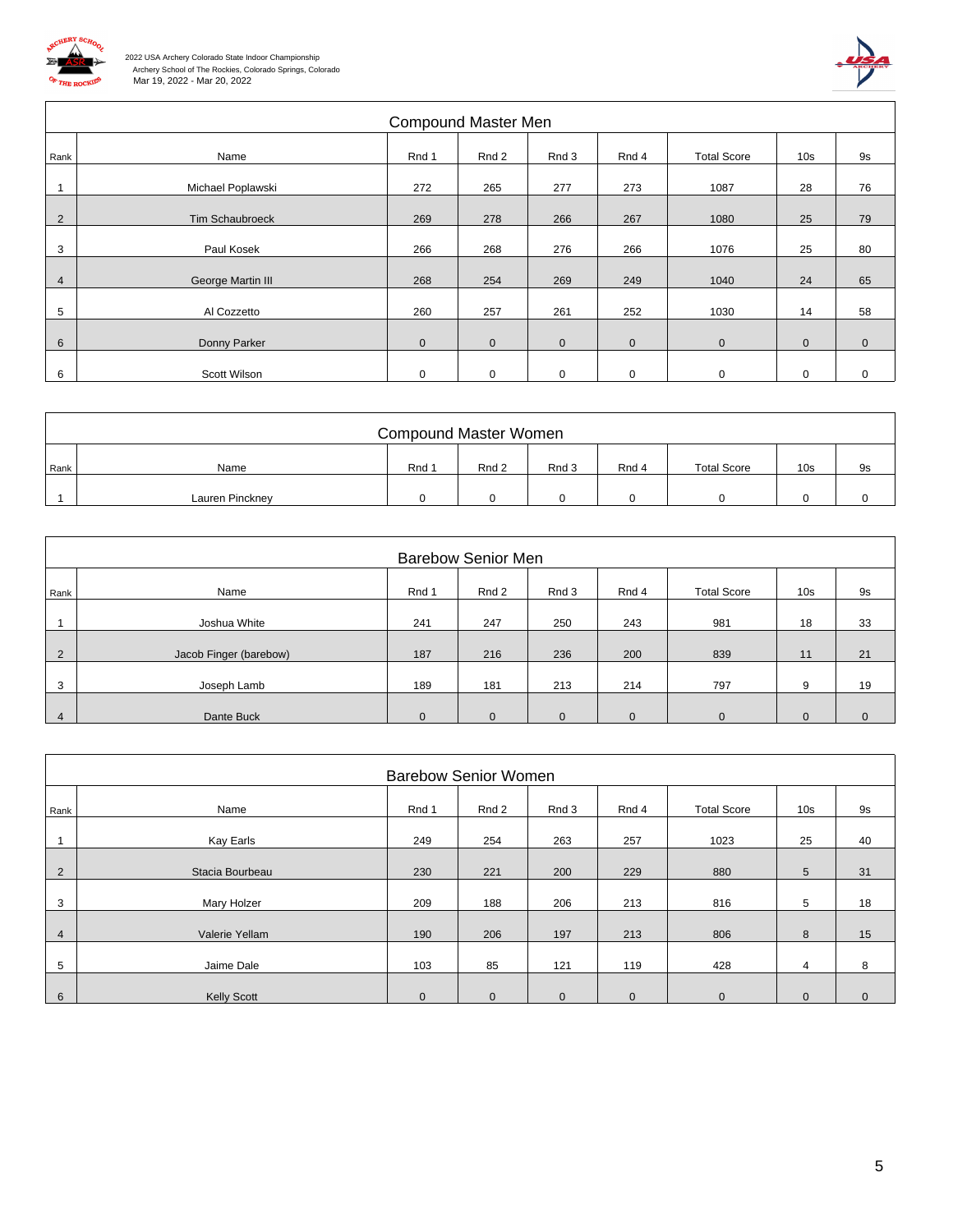2022 USA Archery Colorado State Indoor Championship
Archery School of The Rockies, Colorado Springs, Colorado
Mar 19, 2022 - Mar 20, 2022

## Compound Master Men

| Rank | Name | Rnd 1 | Rnd 2 | Rnd 3 | Rnd 4 | Total Score | 10s | 9s |
|---|---|---|---|---|---|---|---|---|
| 1 | Michael Poplawski | 272 | 265 | 277 | 273 | 1087 | 28 | 76 |
| 2 | Tim Schaubroeck | 269 | 278 | 266 | 267 | 1080 | 25 | 79 |
| 3 | Paul Kosek | 266 | 268 | 276 | 266 | 1076 | 25 | 80 |
| 4 | George Martin III | 268 | 254 | 269 | 249 | 1040 | 24 | 65 |
| 5 | Al Cozzetto | 260 | 257 | 261 | 252 | 1030 | 14 | 58 |
| 6 | Donny Parker | 0 | 0 | 0 | 0 | 0 | 0 | 0 |
| 6 | Scott Wilson | 0 | 0 | 0 | 0 | 0 | 0 | 0 |

## Compound Master Women

| Rank | Name | Rnd 1 | Rnd 2 | Rnd 3 | Rnd 4 | Total Score | 10s | 9s |
|---|---|---|---|---|---|---|---|---|
| 1 | Lauren Pinckney | 0 | 0 | 0 | 0 | 0 | 0 | 0 |

## Barebow Senior Men

| Rank | Name | Rnd 1 | Rnd 2 | Rnd 3 | Rnd 4 | Total Score | 10s | 9s |
|---|---|---|---|---|---|---|---|---|
| 1 | Joshua White | 241 | 247 | 250 | 243 | 981 | 18 | 33 |
| 2 | Jacob Finger (barebow) | 187 | 216 | 236 | 200 | 839 | 11 | 21 |
| 3 | Joseph Lamb | 189 | 181 | 213 | 214 | 797 | 9 | 19 |
| 4 | Dante Buck | 0 | 0 | 0 | 0 | 0 | 0 | 0 |

## Barebow Senior Women

| Rank | Name | Rnd 1 | Rnd 2 | Rnd 3 | Rnd 4 | Total Score | 10s | 9s |
|---|---|---|---|---|---|---|---|---|
| 1 | Kay Earls | 249 | 254 | 263 | 257 | 1023 | 25 | 40 |
| 2 | Stacia Bourbeau | 230 | 221 | 200 | 229 | 880 | 5 | 31 |
| 3 | Mary Holzer | 209 | 188 | 206 | 213 | 816 | 5 | 18 |
| 4 | Valerie Yellam | 190 | 206 | 197 | 213 | 806 | 8 | 15 |
| 5 | Jaime Dale | 103 | 85 | 121 | 119 | 428 | 4 | 8 |
| 6 | Kelly Scott | 0 | 0 | 0 | 0 | 0 | 0 | 0 |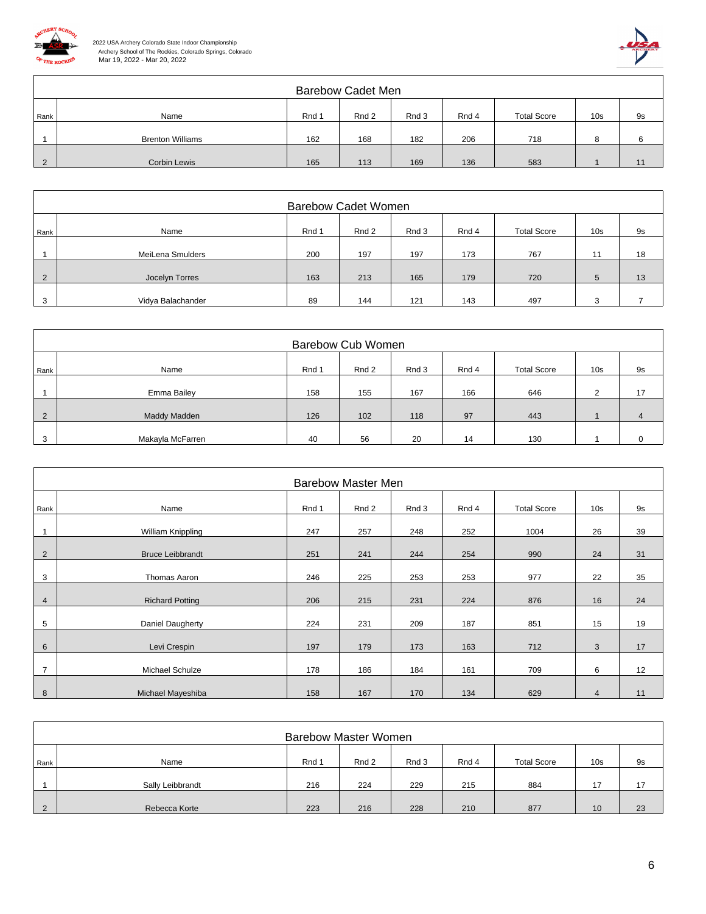2022 USA Archery Colorado State Indoor Championship
Archery School of The Rockies, Colorado Springs, Colorado
Mar 19, 2022 - Mar 20, 2022

## Barebow Cadet Men

| Rank | Name | Rnd 1 | Rnd 2 | Rnd 3 | Rnd 4 | Total Score | 10s | 9s |
|---|---|---|---|---|---|---|---|---|
| 1 | Brenton Williams | 162 | 168 | 182 | 206 | 718 | 8 | 6 |
| 2 | Corbin Lewis | 165 | 113 | 169 | 136 | 583 | 1 | 11 |

## Barebow Cadet Women

| Rank | Name | Rnd 1 | Rnd 2 | Rnd 3 | Rnd 4 | Total Score | 10s | 9s |
|---|---|---|---|---|---|---|---|---|
| 1 | MeiLena Smulders | 200 | 197 | 197 | 173 | 767 | 11 | 18 |
| 2 | Jocelyn Torres | 163 | 213 | 165 | 179 | 720 | 5 | 13 |
| 3 | Vidya Balachander | 89 | 144 | 121 | 143 | 497 | 3 | 7 |

## Barebow Cub Women

| Rank | Name | Rnd 1 | Rnd 2 | Rnd 3 | Rnd 4 | Total Score | 10s | 9s |
|---|---|---|---|---|---|---|---|---|
| 1 | Emma Bailey | 158 | 155 | 167 | 166 | 646 | 2 | 17 |
| 2 | Maddy Madden | 126 | 102 | 118 | 97 | 443 | 1 | 4 |
| 3 | Makayla McFarren | 40 | 56 | 20 | 14 | 130 | 1 | 0 |

## Barebow Master Men

| Rank | Name | Rnd 1 | Rnd 2 | Rnd 3 | Rnd 4 | Total Score | 10s | 9s |
|---|---|---|---|---|---|---|---|---|
| 1 | William Knippling | 247 | 257 | 248 | 252 | 1004 | 26 | 39 |
| 2 | Bruce Leibbrandt | 251 | 241 | 244 | 254 | 990 | 24 | 31 |
| 3 | Thomas Aaron | 246 | 225 | 253 | 253 | 977 | 22 | 35 |
| 4 | Richard Potting | 206 | 215 | 231 | 224 | 876 | 16 | 24 |
| 5 | Daniel Daugherty | 224 | 231 | 209 | 187 | 851 | 15 | 19 |
| 6 | Levi Crespin | 197 | 179 | 173 | 163 | 712 | 3 | 17 |
| 7 | Michael Schulze | 178 | 186 | 184 | 161 | 709 | 6 | 12 |
| 8 | Michael Mayeshiba | 158 | 167 | 170 | 134 | 629 | 4 | 11 |

## Barebow Master Women

| Rank | Name | Rnd 1 | Rnd 2 | Rnd 3 | Rnd 4 | Total Score | 10s | 9s |
|---|---|---|---|---|---|---|---|---|
| 1 | Sally Leibbrandt | 216 | 224 | 229 | 215 | 884 | 17 | 17 |
| 2 | Rebecca Korte | 223 | 216 | 228 | 210 | 877 | 10 | 23 |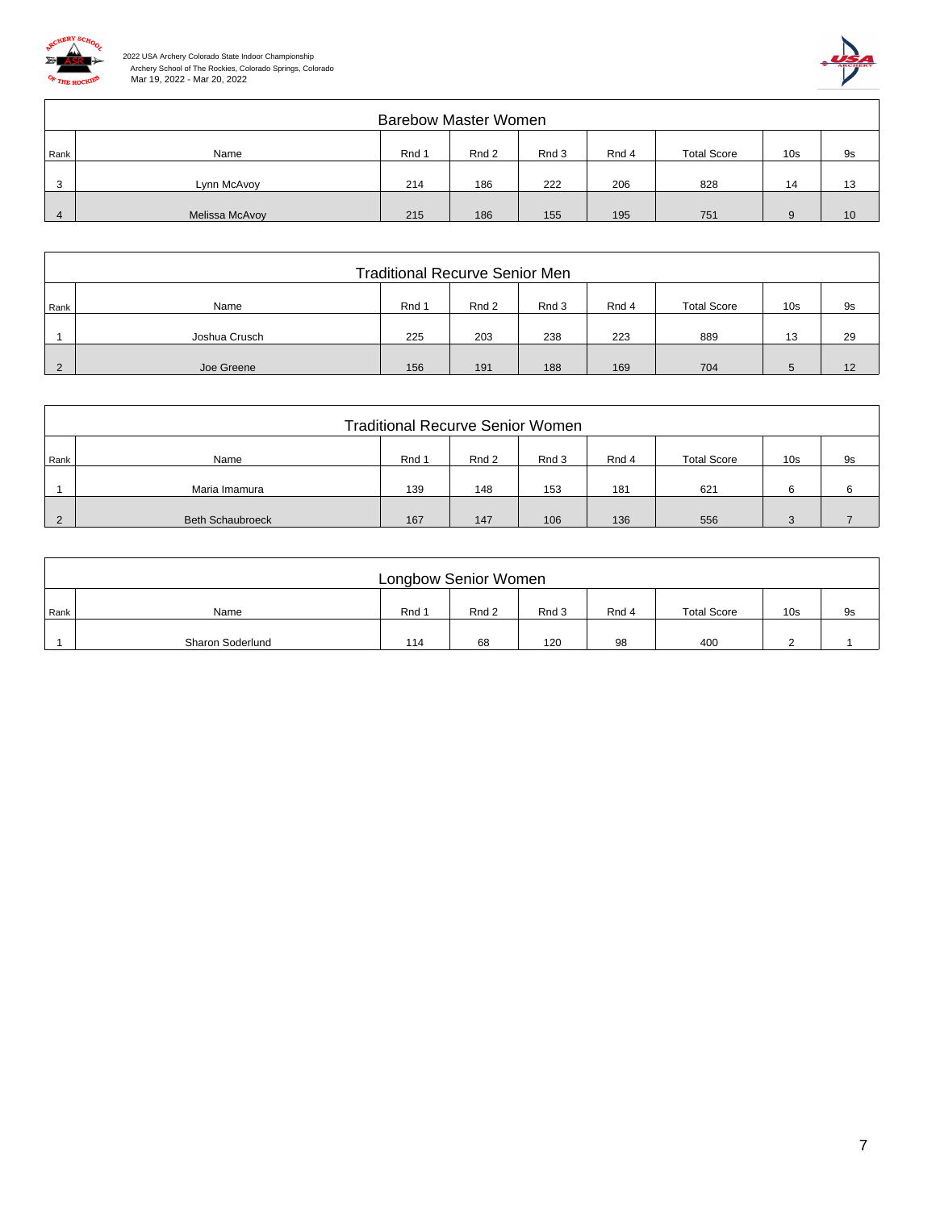2022 USA Archery Colorado State Indoor Championship
Archery School of The Rockies, Colorado Springs, Colorado
Mar 19, 2022 - Mar 20, 2022

## Barebow Master Women

| Rank | Name | Rnd 1 | Rnd 2 | Rnd 3 | Rnd 4 | Total Score | 10s | 9s |
|---|---|---|---|---|---|---|---|---|
| 3 | Lynn McAvoy | 214 | 186 | 222 | 206 | 828 | 14 | 13 |
| 4 | Melissa McAvoy | 215 | 186 | 155 | 195 | 751 | 9 | 10 |

## Traditional Recurve Senior Men

| Rank | Name | Rnd 1 | Rnd 2 | Rnd 3 | Rnd 4 | Total Score | 10s | 9s |
|---|---|---|---|---|---|---|---|---|
| 1 | Joshua Crusch | 225 | 203 | 238 | 223 | 889 | 13 | 29 |
| 2 | Joe Greene | 156 | 191 | 188 | 169 | 704 | 5 | 12 |

## Traditional Recurve Senior Women

| Rank | Name | Rnd 1 | Rnd 2 | Rnd 3 | Rnd 4 | Total Score | 10s | 9s |
|---|---|---|---|---|---|---|---|---|
| 1 | Maria Imamura | 139 | 148 | 153 | 181 | 621 | 6 | 6 |
| 2 | Beth Schaubroeck | 167 | 147 | 106 | 136 | 556 | 3 | 7 |

## Longbow Senior Women

| Rank | Name | Rnd 1 | Rnd 2 | Rnd 3 | Rnd 4 | Total Score | 10s | 9s |
|---|---|---|---|---|---|---|---|---|
| 1 | Sharon Soderlund | 114 | 68 | 120 | 98 | 400 | 2 | 1 |